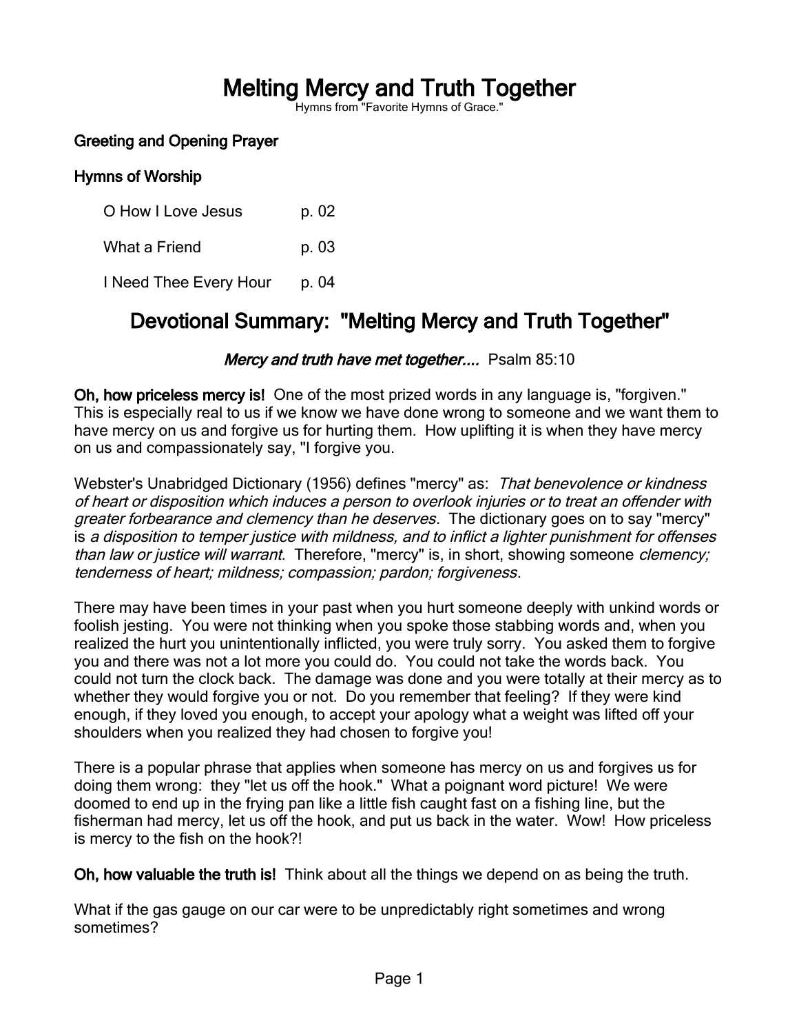# Melting Mercy and Truth Together

Hymns from "Favorite Hymns of Grace."

**Greeting and Opening Prayer**

**Hymns of Worship**

| | |
|---|---|
| O How I Love Jesus | p. 02 |
| What a Friend | p. 03 |
| I Need Thee Every Hour | p. 04 |

## Devotional Summary: "Melting Mercy and Truth Together"

***Mercy and truth have met together....*** Psalm 85:10

**Oh, how priceless mercy is!** One of the most prized words in any language is, "forgiven." This is especially real to us if we know we have done wrong to someone and we want them to have mercy on us and forgive us for hurting them. How uplifting it is when they have mercy on us and compassionately say, "I forgive you.

Webster's Unabridged Dictionary (1956) defines "mercy" as: *That benevolence or kindness of heart or disposition which induces a person to overlook injuries or to treat an offender with greater forbearance and clemency than he deserves*. The dictionary goes on to say "mercy" is *a disposition to temper justice with mildness, and to inflict a lighter punishment for offenses than law or justice will warrant.* Therefore, "mercy" is, in short, showing someone *clemency; tenderness of heart; mildness; compassion; pardon; forgiveness*.

There may have been times in your past when you hurt someone deeply with unkind words or foolish jesting. You were not thinking when you spoke those stabbing words and, when you realized the hurt you unintentionally inflicted, you were truly sorry. You asked them to forgive you and there was not a lot more you could do. You could not take the words back. You could not turn the clock back. The damage was done and you were totally at their mercy as to whether they would forgive you or not. Do you remember that feeling? If they were kind enough, if they loved you enough, to accept your apology what a weight was lifted off your shoulders when you realized they had chosen to forgive you!

There is a popular phrase that applies when someone has mercy on us and forgives us for doing them wrong: they "let us off the hook." What a poignant word picture! We were doomed to end up in the frying pan like a little fish caught fast on a fishing line, but the fisherman had mercy, let us off the hook, and put us back in the water. Wow! How priceless is mercy to the fish on the hook?!

**Oh, how valuable the truth is!** Think about all the things we depend on as being the truth.

What if the gas gauge on our car were to be unpredictably right sometimes and wrong sometimes?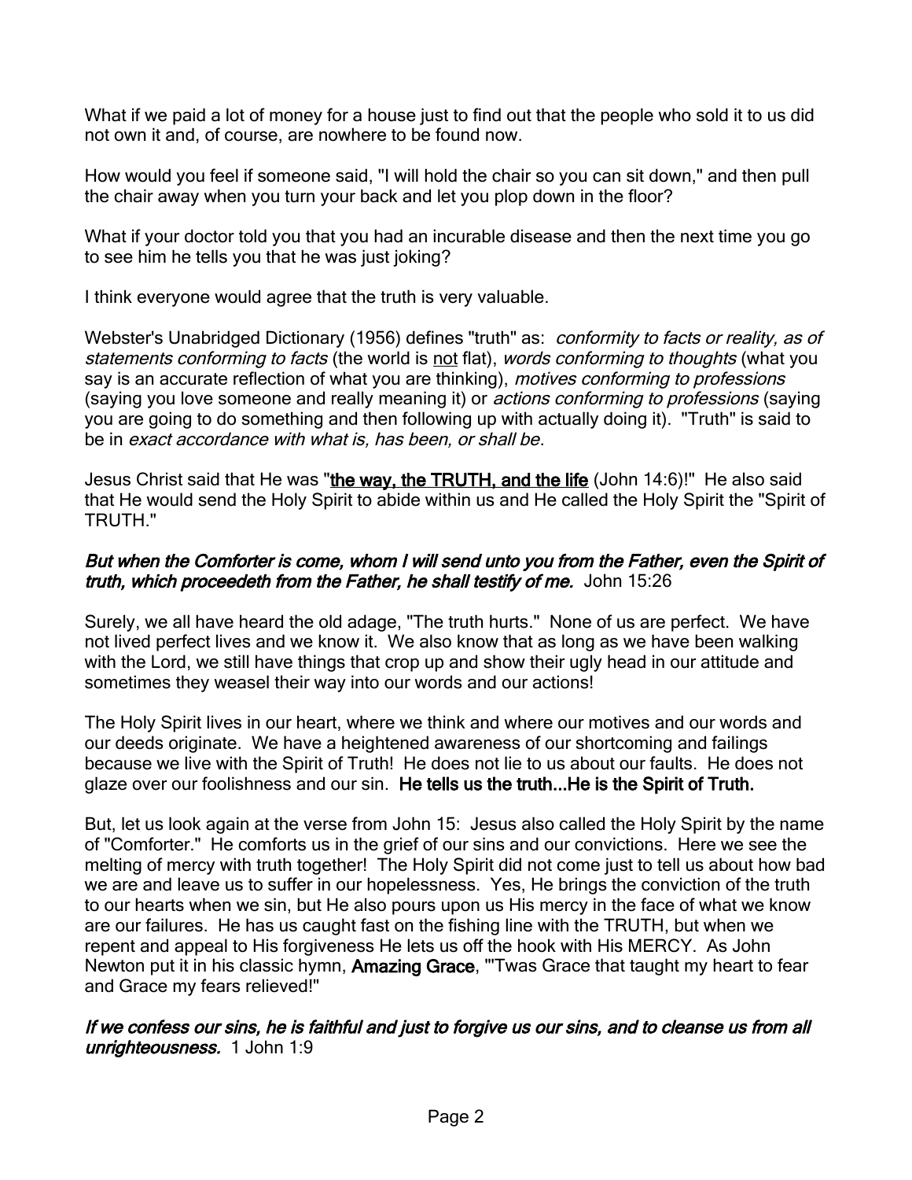What if we paid a lot of money for a house just to find out that the people who sold it to us did not own it and, of course, are nowhere to be found now.

How would you feel if someone said, "I will hold the chair so you can sit down," and then pull the chair away when you turn your back and let you plop down in the floor?

What if your doctor told you that you had an incurable disease and then the next time you go to see him he tells you that he was just joking?

I think everyone would agree that the truth is very valuable.

Webster's Unabridged Dictionary (1956) defines "truth" as: *conformity to facts or reality, as of statements conforming to facts* (the world is <u>not</u> flat), *words conforming to thoughts* (what you say is an accurate reflection of what you are thinking), *motives conforming to professions* (saying you love someone and really meaning it) or *actions conforming to professions* (saying you are going to do something and then following up with actually doing it). "Truth" is said to be in *exact accordance with what is, has been, or shall be*.

Jesus Christ said that He was "<u>**the way, the TRUTH, and the life**</u> (John 14:6)!" He also said that He would send the Holy Spirit to abide within us and He called the Holy Spirit the "Spirit of TRUTH."

***But when the Comforter is come, whom I will send unto you from the Father, even the Spirit of truth, which proceedeth from the Father, he shall testify of me.*** John 15:26

Surely, we all have heard the old adage, "The truth hurts." None of us are perfect. We have not lived perfect lives and we know it. We also know that as long as we have been walking with the Lord, we still have things that crop up and show their ugly head in our attitude and sometimes they weasel their way into our words and our actions!

The Holy Spirit lives in our heart, where we think and where our motives and our words and our deeds originate. We have a heightened awareness of our shortcoming and failings because we live with the Spirit of Truth! He does not lie to us about our faults. He does not glaze over our foolishness and our sin. **He tells us the truth...He is the Spirit of Truth.**

But, let us look again at the verse from John 15: Jesus also called the Holy Spirit by the name of "Comforter." He comforts us in the grief of our sins and our convictions. Here we see the melting of mercy with truth together! The Holy Spirit did not come just to tell us about how bad we are and leave us to suffer in our hopelessness. Yes, He brings the conviction of the truth to our hearts when we sin, but He also pours upon us His mercy in the face of what we know are our failures. He has us caught fast on the fishing line with the TRUTH, but when we repent and appeal to His forgiveness He lets us off the hook with His MERCY. As John Newton put it in his classic hymn, **Amazing Grace**, "'Twas Grace that taught my heart to fear and Grace my fears relieved!"

***If we confess our sins, he is faithful and just to forgive us our sins, and to cleanse us from all unrighteousness.*** 1 John 1:9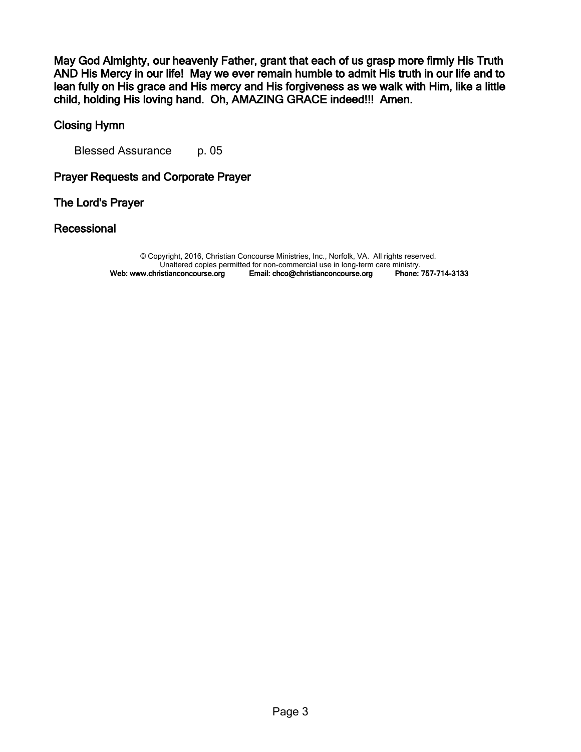**May God Almighty, our heavenly Father, grant that each of us grasp more firmly His Truth AND His Mercy in our life! May we ever remain humble to admit His truth in our life and to lean fully on His grace and His mercy and His forgiveness as we walk with Him, like a little child, holding His loving hand. Oh, AMAZING GRACE indeed!!! Amen.**

## Closing Hymn

Blessed Assurance p. 05

## Prayer Requests and Corporate Prayer

## The Lord's Prayer

## Recessional

© Copyright, 2016, Christian Concourse Ministries, Inc., Norfolk, VA. All rights reserved.
Unaltered copies permitted for non-commercial use in long-term care ministry.
**Web: www.christianconcourse.org Email: chco@christianconcourse.org Phone: 757-714-3133**